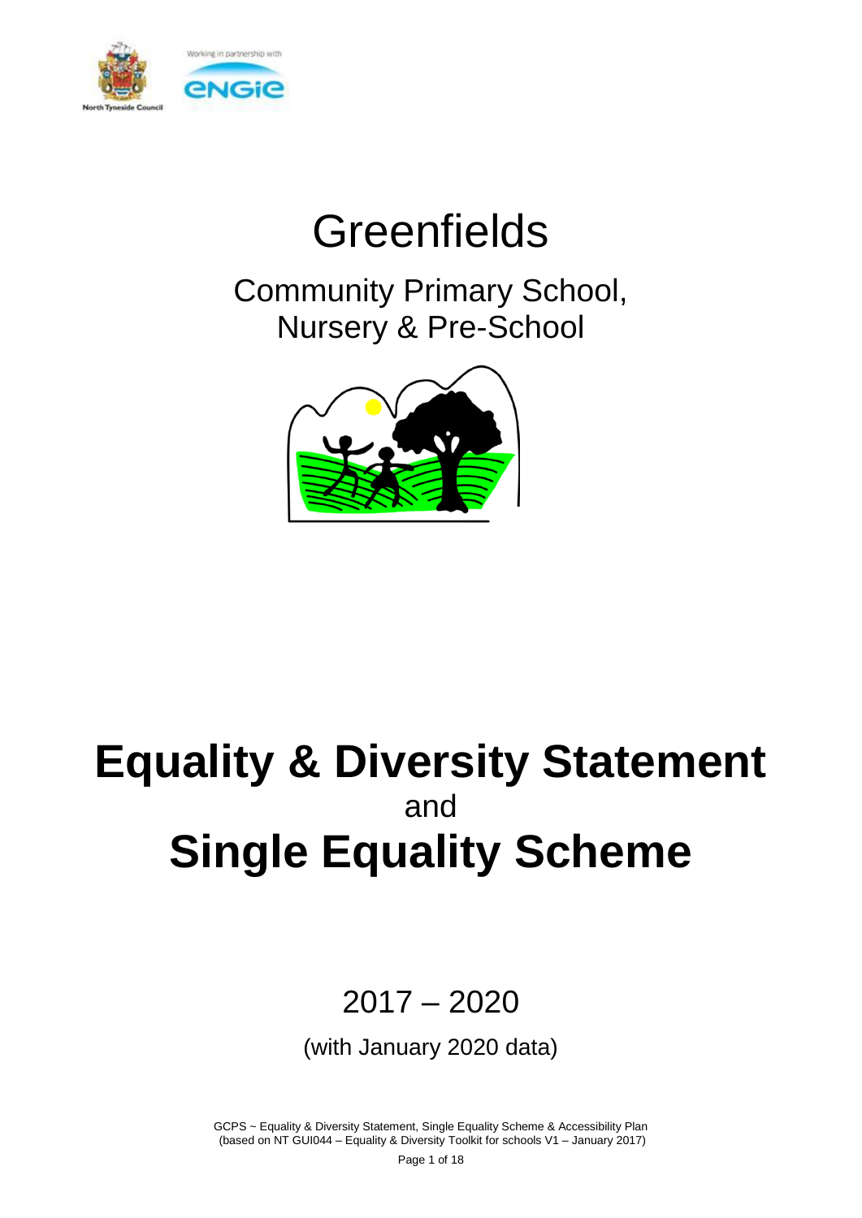Working in partnership with

# Greenfields

## Community Primary School, Nursery & Pre-School

# Equality & Diversity Statement

and

# Single Equality Scheme

## 2017 – 2020

(with January 2020 data)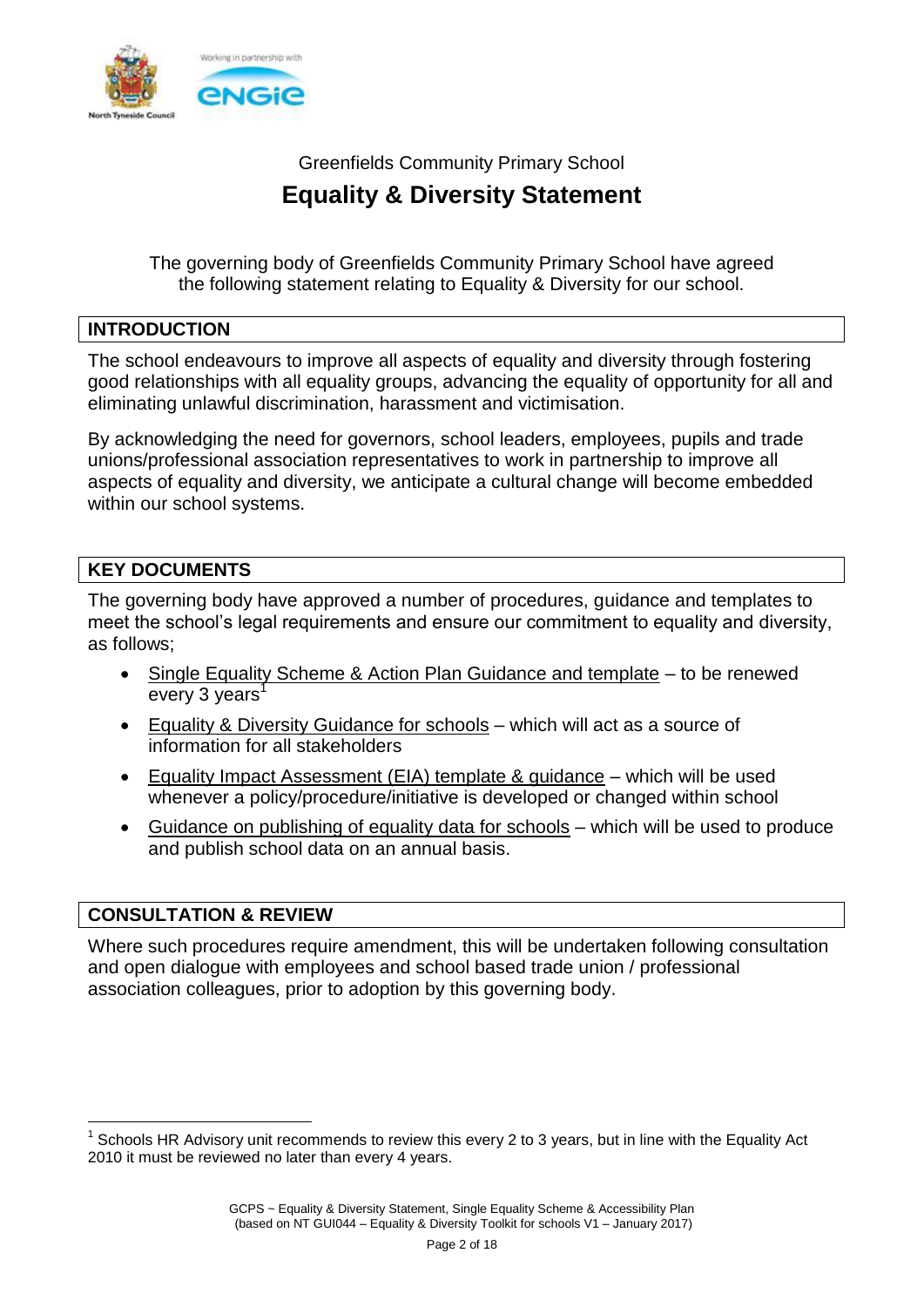Greenfields Community Primary School

# Equality & Diversity Statement

The governing body of Greenfields Community Primary School have agreed the following statement relating to Equality & Diversity for our school.

## INTRODUCTION

The school endeavours to improve all aspects of equality and diversity through fostering good relationships with all equality groups, advancing the equality of opportunity for all and eliminating unlawful discrimination, harassment and victimisation.

By acknowledging the need for governors, school leaders, employees, pupils and trade unions/professional association representatives to work in partnership to improve all aspects of equality and diversity, we anticipate a cultural change will become embedded within our school systems.

## KEY DOCUMENTS

The governing body have approved a number of procedures, guidance and templates to meet the school's legal requirements and ensure our commitment to equality and diversity, as follows;

- Single Equality Scheme & Action Plan Guidance and template – to be renewed every 3 years[1]
- Equality & Diversity Guidance for schools – which will act as a source of information for all stakeholders
- Equality Impact Assessment (EIA) template & guidance – which will be used whenever a policy/procedure/initiative is developed or changed within school
- Guidance on publishing of equality data for schools – which will be used to produce and publish school data on an annual basis.

## CONSULTATION & REVIEW

Where such procedures require amendment, this will be undertaken following consultation and open dialogue with employees and school based trade union / professional association colleagues, prior to adoption by this governing body.

[1] Schools HR Advisory unit recommends to review this every 2 to 3 years, but in line with the Equality Act 2010 it must be reviewed no later than every 4 years.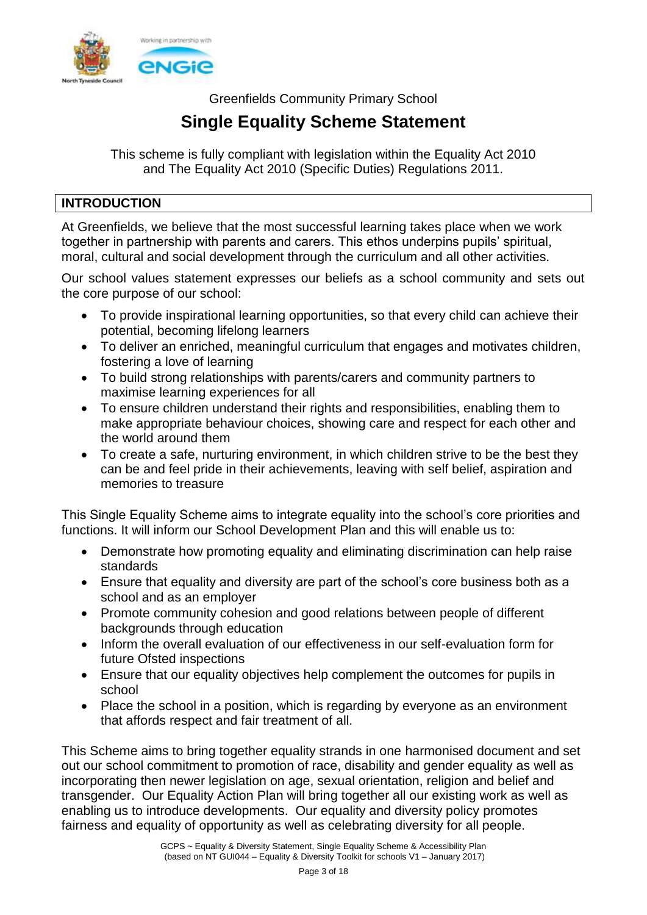Greenfields Community Primary School

# Single Equality Scheme Statement

This scheme is fully compliant with legislation within the Equality Act 2010 and The Equality Act 2010 (Specific Duties) Regulations 2011.

## INTRODUCTION

At Greenfields, we believe that the most successful learning takes place when we work together in partnership with parents and carers. This ethos underpins pupils' spiritual, moral, cultural and social development through the curriculum and all other activities.

Our school values statement expresses our beliefs as a school community and sets out the core purpose of our school:

- To provide inspirational learning opportunities, so that every child can achieve their potential, becoming lifelong learners
- To deliver an enriched, meaningful curriculum that engages and motivates children, fostering a love of learning
- To build strong relationships with parents/carers and community partners to maximise learning experiences for all
- To ensure children understand their rights and responsibilities, enabling them to make appropriate behaviour choices, showing care and respect for each other and the world around them
- To create a safe, nurturing environment, in which children strive to be the best they can be and feel pride in their achievements, leaving with self belief, aspiration and memories to treasure

This Single Equality Scheme aims to integrate equality into the school's core priorities and functions. It will inform our School Development Plan and this will enable us to:

- Demonstrate how promoting equality and eliminating discrimination can help raise standards
- Ensure that equality and diversity are part of the school's core business both as a school and as an employer
- Promote community cohesion and good relations between people of different backgrounds through education
- Inform the overall evaluation of our effectiveness in our self-evaluation form for future Ofsted inspections
- Ensure that our equality objectives help complement the outcomes for pupils in school
- Place the school in a position, which is regarding by everyone as an environment that affords respect and fair treatment of all.

This Scheme aims to bring together equality strands in one harmonised document and set out our school commitment to promotion of race, disability and gender equality as well as incorporating then newer legislation on age, sexual orientation, religion and belief and transgender. Our Equality Action Plan will bring together all our existing work as well as enabling us to introduce developments. Our equality and diversity policy promotes fairness and equality of opportunity as well as celebrating diversity for all people.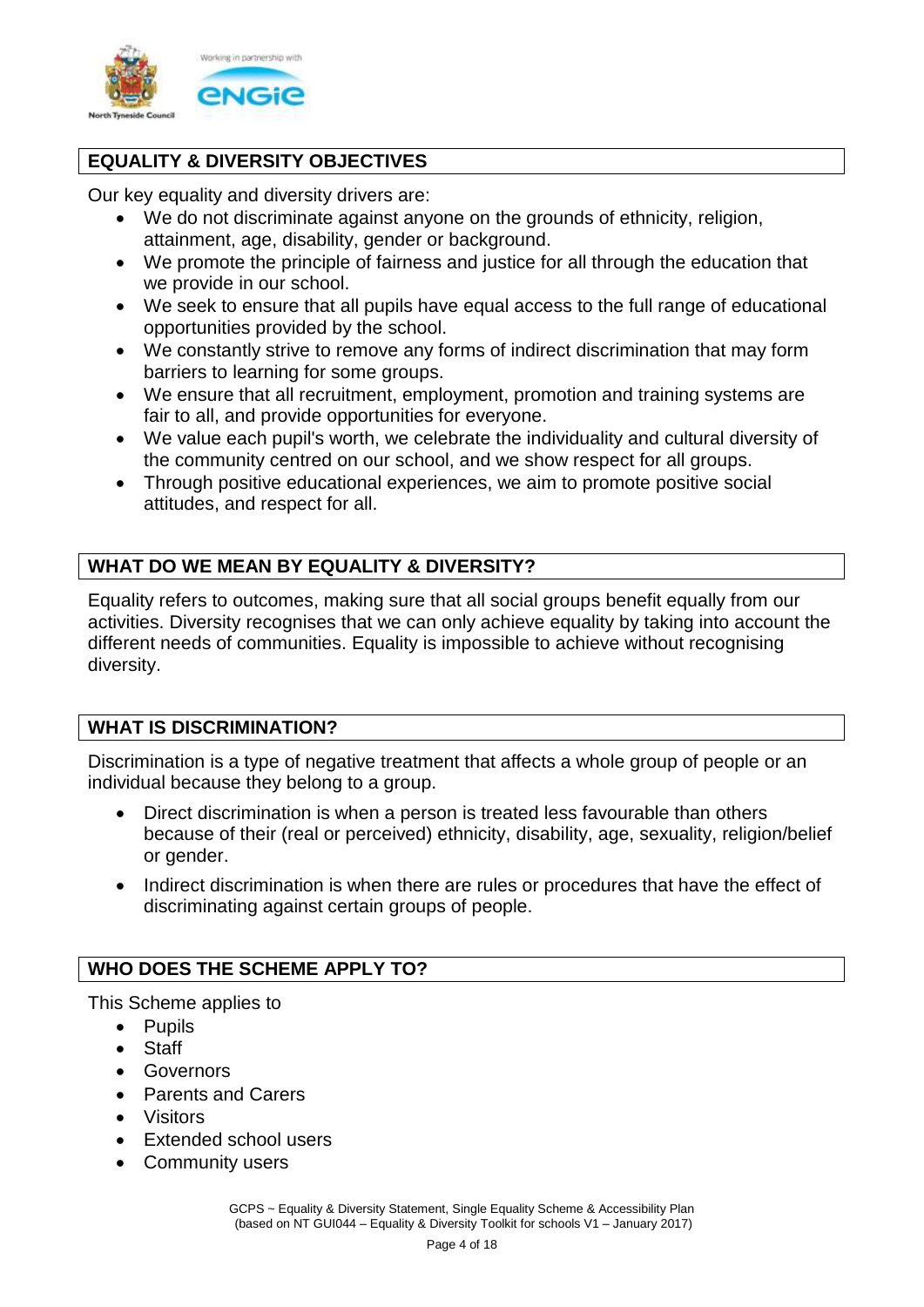## EQUALITY & DIVERSITY OBJECTIVES

Our key equality and diversity drivers are:

- We do not discriminate against anyone on the grounds of ethnicity, religion, attainment, age, disability, gender or background.
- We promote the principle of fairness and justice for all through the education that we provide in our school.
- We seek to ensure that all pupils have equal access to the full range of educational opportunities provided by the school.
- We constantly strive to remove any forms of indirect discrimination that may form barriers to learning for some groups.
- We ensure that all recruitment, employment, promotion and training systems are fair to all, and provide opportunities for everyone.
- We value each pupil's worth, we celebrate the individuality and cultural diversity of the community centred on our school, and we show respect for all groups.
- Through positive educational experiences, we aim to promote positive social attitudes, and respect for all.

## WHAT DO WE MEAN BY EQUALITY & DIVERSITY?

Equality refers to outcomes, making sure that all social groups benefit equally from our activities. Diversity recognises that we can only achieve equality by taking into account the different needs of communities. Equality is impossible to achieve without recognising diversity.

## WHAT IS DISCRIMINATION?

Discrimination is a type of negative treatment that affects a whole group of people or an individual because they belong to a group.

- Direct discrimination is when a person is treated less favourable than others because of their (real or perceived) ethnicity, disability, age, sexuality, religion/belief or gender.
- Indirect discrimination is when there are rules or procedures that have the effect of discriminating against certain groups of people.

## WHO DOES THE SCHEME APPLY TO?

This Scheme applies to

- Pupils
- Staff
- Governors
- Parents and Carers
- Visitors
- Extended school users
- Community users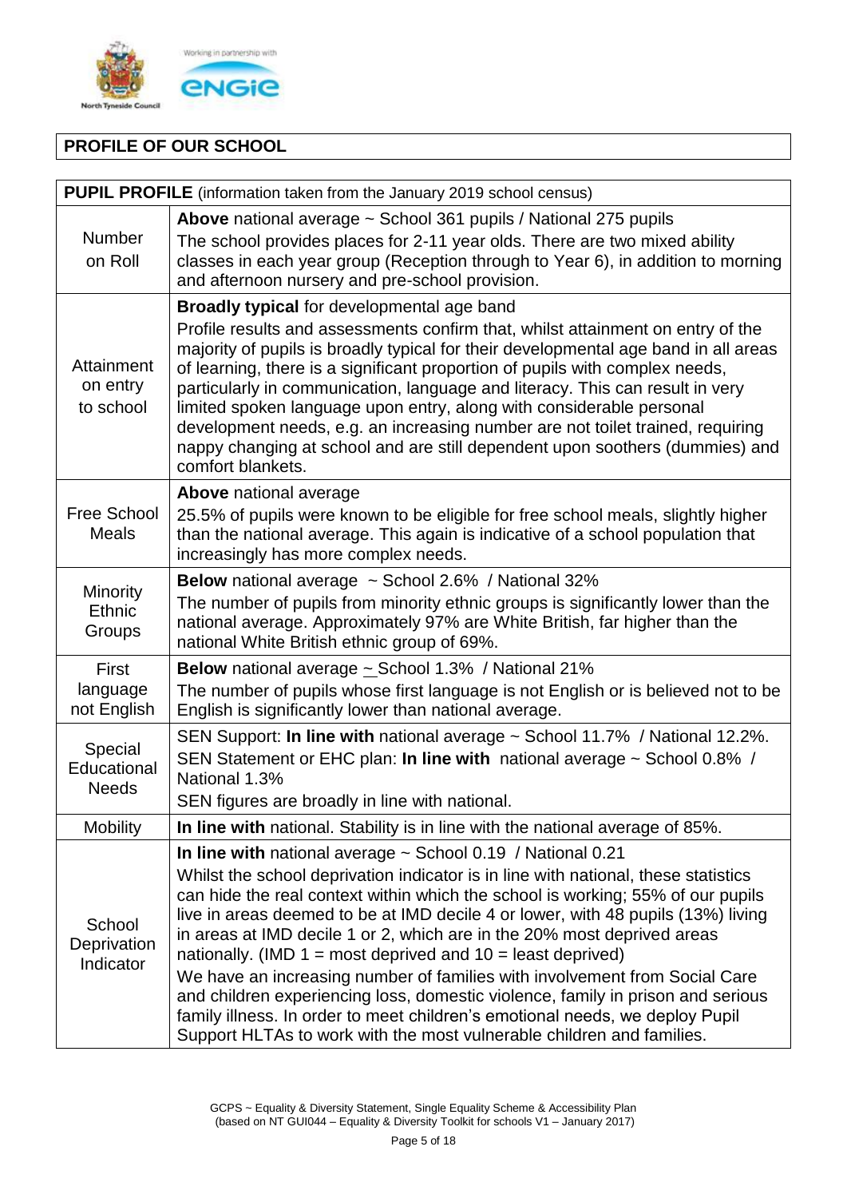## PROFILE OF OUR SCHOOL

| **PUPIL PROFILE** (information taken from the January 2019 school census) | |
|---|---|
| Number on Roll | **Above** national average ~ School 361 pupils / National 275 pupils<br>The school provides places for 2-11 year olds. There are two mixed ability classes in each year group (Reception through to Year 6), in addition to morning and afternoon nursery and pre-school provision. |
| Attainment on entry to school | **Broadly typical** for developmental age band<br>Profile results and assessments confirm that, whilst attainment on entry of the majority of pupils is broadly typical for their developmental age band in all areas of learning, there is a significant proportion of pupils with complex needs, particularly in communication, language and literacy. This can result in very limited spoken language upon entry, along with considerable personal development needs, e.g. an increasing number are not toilet trained, requiring nappy changing at school and are still dependent upon soothers (dummies) and comfort blankets. |
| Free School Meals | **Above** national average<br>25.5% of pupils were known to be eligible for free school meals, slightly higher than the national average. This again is indicative of a school population that increasingly has more complex needs. |
| Minority Ethnic Groups | **Below** national average ~ School 2.6% / National 32%<br>The number of pupils from minority ethnic groups is significantly lower than the national average. Approximately 97% are White British, far higher than the national White British ethnic group of 69%. |
| First language not English | **Below** national average ~ School 1.3% / National 21%<br>The number of pupils whose first language is not English or is believed not to be English is significantly lower than national average. |
| Special Educational Needs | SEN Support: **In line with** national average ~ School 11.7% / National 12.2%.<br>SEN Statement or EHC plan: **In line with** national average ~ School 0.8% / National 1.3%<br>SEN figures are broadly in line with national. |
| Mobility | **In line with** national. Stability is in line with the national average of 85%. |
| School Deprivation Indicator | **In line with** national average ~ School 0.19 / National 0.21<br>Whilst the school deprivation indicator is in line with national, these statistics can hide the real context within which the school is working; 55% of our pupils live in areas deemed to be at IMD decile 4 or lower, with 48 pupils (13%) living in areas at IMD decile 1 or 2, which are in the 20% most deprived areas nationally. (IMD 1 = most deprived and 10 = least deprived)<br>We have an increasing number of families with involvement from Social Care and children experiencing loss, domestic violence, family in prison and serious family illness. In order to meet children's emotional needs, we deploy Pupil Support HLTAs to work with the most vulnerable children and families. |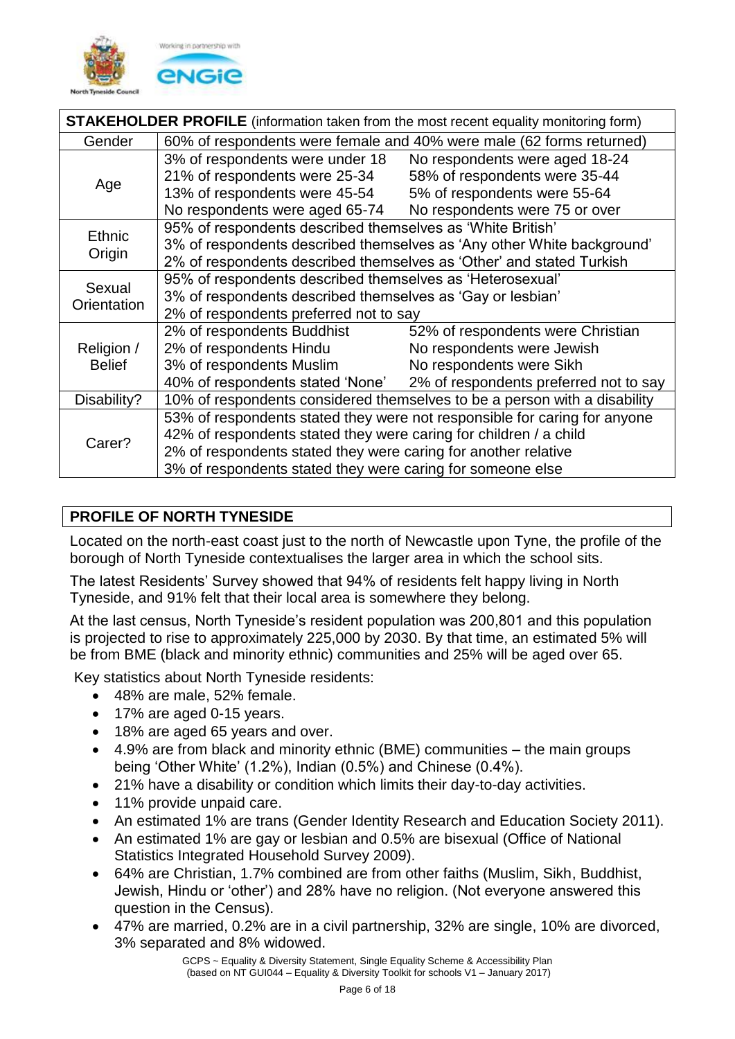| **STAKEHOLDER PROFILE** (information taken from the most recent equality monitoring form) | | |
|---|---|---|
| Gender | 60% of respondents were female and 40% were male (62 forms returned) | |
| Age | 3% of respondents were under 18<br>21% of respondents were 25-34<br>13% of respondents were 45-54<br>No respondents were aged 65-74 | No respondents were aged 18-24<br>58% of respondents were 35-44<br>5% of respondents were 55-64<br>No respondents were 75 or over |
| Ethnic Origin | 95% of respondents described themselves as 'White British'<br>3% of respondents described themselves as 'Any other White background'<br>2% of respondents described themselves as 'Other' and stated Turkish | |
| Sexual Orientation | 95% of respondents described themselves as 'Heterosexual'<br>3% of respondents described themselves as 'Gay or lesbian'<br>2% of respondents preferred not to say | |
| Religion / Belief | 2% of respondents Buddhist<br>2% of respondents Hindu<br>3% of respondents Muslim<br>40% of respondents stated 'None' | 52% of respondents were Christian<br>No respondents were Jewish<br>No respondents were Sikh<br>2% of respondents preferred not to say |
| Disability? | 10% of respondents considered themselves to be a person with a disability | |
| Carer? | 53% of respondents stated they were not responsible for caring for anyone<br>42% of respondents stated they were caring for children / a child<br>2% of respondents stated they were caring for another relative<br>3% of respondents stated they were caring for someone else | |

## PROFILE OF NORTH TYNESIDE

Located on the north-east coast just to the north of Newcastle upon Tyne, the profile of the borough of North Tyneside contextualises the larger area in which the school sits.

The latest Residents' Survey showed that 94% of residents felt happy living in North Tyneside, and 91% felt that their local area is somewhere they belong.

At the last census, North Tyneside's resident population was 200,801 and this population is projected to rise to approximately 225,000 by 2030. By that time, an estimated 5% will be from BME (black and minority ethnic) communities and 25% will be aged over 65.

Key statistics about North Tyneside residents:

- 48% are male, 52% female.
- 17% are aged 0-15 years.
- 18% are aged 65 years and over.
- 4.9% are from black and minority ethnic (BME) communities – the main groups being 'Other White' (1.2%), Indian (0.5%) and Chinese (0.4%).
- 21% have a disability or condition which limits their day-to-day activities.
- 11% provide unpaid care.
- An estimated 1% are trans (Gender Identity Research and Education Society 2011).
- An estimated 1% are gay or lesbian and 0.5% are bisexual (Office of National Statistics Integrated Household Survey 2009).
- 64% are Christian, 1.7% combined are from other faiths (Muslim, Sikh, Buddhist, Jewish, Hindu or 'other') and 28% have no religion. (Not everyone answered this question in the Census).
- 47% are married, 0.2% are in a civil partnership, 32% are single, 10% are divorced, 3% separated and 8% widowed.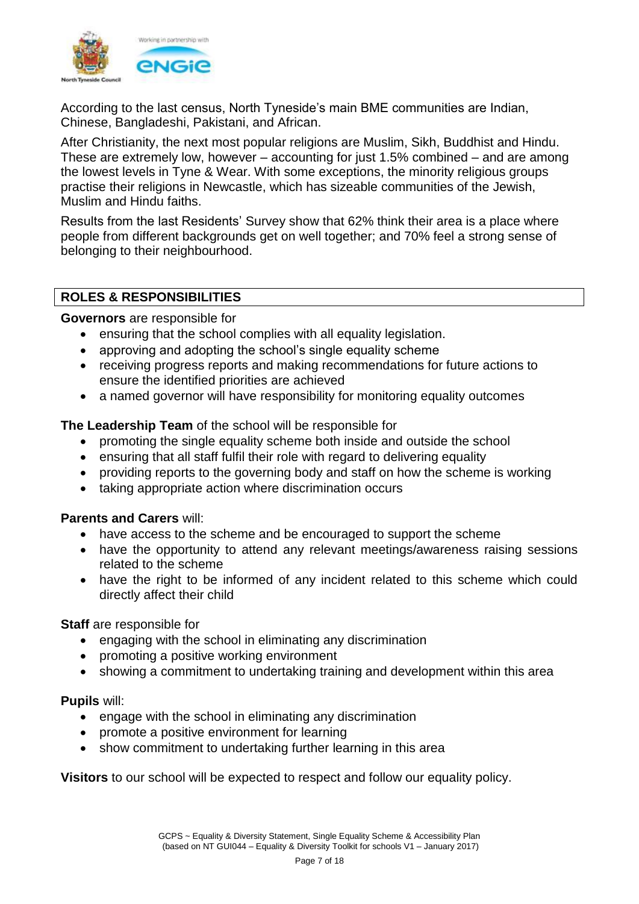According to the last census, North Tyneside's main BME communities are Indian, Chinese, Bangladeshi, Pakistani, and African.

After Christianity, the next most popular religions are Muslim, Sikh, Buddhist and Hindu. These are extremely low, however – accounting for just 1.5% combined – and are among the lowest levels in Tyne & Wear. With some exceptions, the minority religious groups practise their religions in Newcastle, which has sizeable communities of the Jewish, Muslim and Hindu faiths.

Results from the last Residents' Survey show that 62% think their area is a place where people from different backgrounds get on well together; and 70% feel a strong sense of belonging to their neighbourhood.

## ROLES & RESPONSIBILITIES

**Governors** are responsible for

- ensuring that the school complies with all equality legislation.
- approving and adopting the school's single equality scheme
- receiving progress reports and making recommendations for future actions to ensure the identified priorities are achieved
- a named governor will have responsibility for monitoring equality outcomes

**The Leadership Team** of the school will be responsible for

- promoting the single equality scheme both inside and outside the school
- ensuring that all staff fulfil their role with regard to delivering equality
- providing reports to the governing body and staff on how the scheme is working
- taking appropriate action where discrimination occurs

**Parents and Carers** will:

- have access to the scheme and be encouraged to support the scheme
- have the opportunity to attend any relevant meetings/awareness raising sessions related to the scheme
- have the right to be informed of any incident related to this scheme which could directly affect their child

**Staff** are responsible for

- engaging with the school in eliminating any discrimination
- promoting a positive working environment
- showing a commitment to undertaking training and development within this area

**Pupils** will:

- engage with the school in eliminating any discrimination
- promote a positive environment for learning
- show commitment to undertaking further learning in this area

**Visitors** to our school will be expected to respect and follow our equality policy.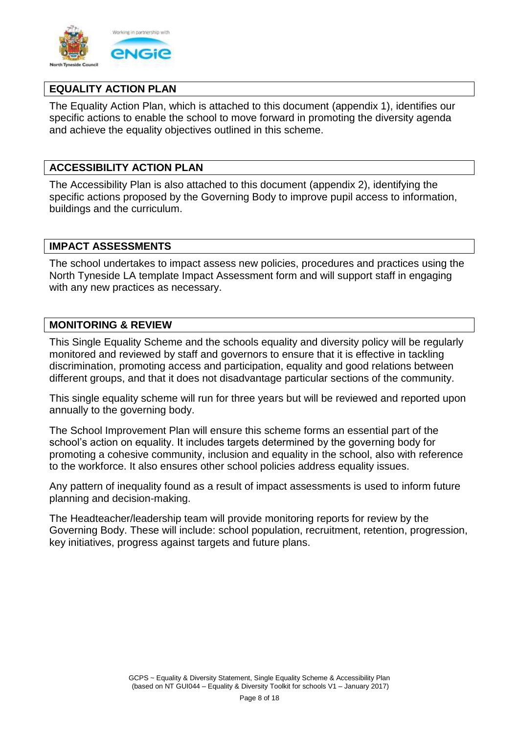## EQUALITY ACTION PLAN

The Equality Action Plan, which is attached to this document (appendix 1), identifies our specific actions to enable the school to move forward in promoting the diversity agenda and achieve the equality objectives outlined in this scheme.

## ACCESSIBILITY ACTION PLAN

The Accessibility Plan is also attached to this document (appendix 2), identifying the specific actions proposed by the Governing Body to improve pupil access to information, buildings and the curriculum.

## IMPACT ASSESSMENTS

The school undertakes to impact assess new policies, procedures and practices using the North Tyneside LA template Impact Assessment form and will support staff in engaging with any new practices as necessary.

## MONITORING & REVIEW

This Single Equality Scheme and the schools equality and diversity policy will be regularly monitored and reviewed by staff and governors to ensure that it is effective in tackling discrimination, promoting access and participation, equality and good relations between different groups, and that it does not disadvantage particular sections of the community.

This single equality scheme will run for three years but will be reviewed and reported upon annually to the governing body.

The School Improvement Plan will ensure this scheme forms an essential part of the school's action on equality. It includes targets determined by the governing body for promoting a cohesive community, inclusion and equality in the school, also with reference to the workforce. It also ensures other school policies address equality issues.

Any pattern of inequality found as a result of impact assessments is used to inform future planning and decision-making.

The Headteacher/leadership team will provide monitoring reports for review by the Governing Body. These will include: school population, recruitment, retention, progression, key initiatives, progress against targets and future plans.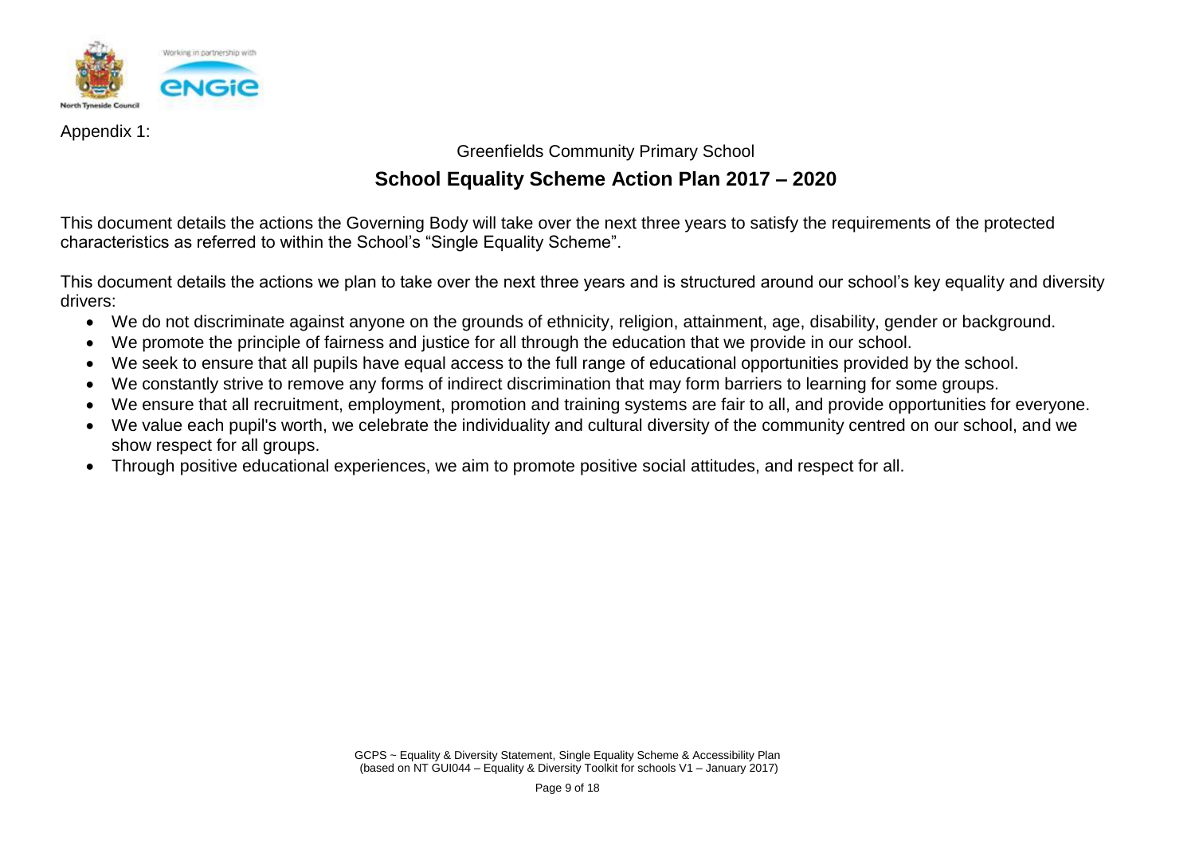Appendix 1:

Greenfields Community Primary School

## School Equality Scheme Action Plan 2017 – 2020

This document details the actions the Governing Body will take over the next three years to satisfy the requirements of the protected characteristics as referred to within the School's "Single Equality Scheme".

This document details the actions we plan to take over the next three years and is structured around our school's key equality and diversity drivers:

- We do not discriminate against anyone on the grounds of ethnicity, religion, attainment, age, disability, gender or background.
- We promote the principle of fairness and justice for all through the education that we provide in our school.
- We seek to ensure that all pupils have equal access to the full range of educational opportunities provided by the school.
- We constantly strive to remove any forms of indirect discrimination that may form barriers to learning for some groups.
- We ensure that all recruitment, employment, promotion and training systems are fair to all, and provide opportunities for everyone.
- We value each pupil's worth, we celebrate the individuality and cultural diversity of the community centred on our school, and we show respect for all groups.
- Through positive educational experiences, we aim to promote positive social attitudes, and respect for all.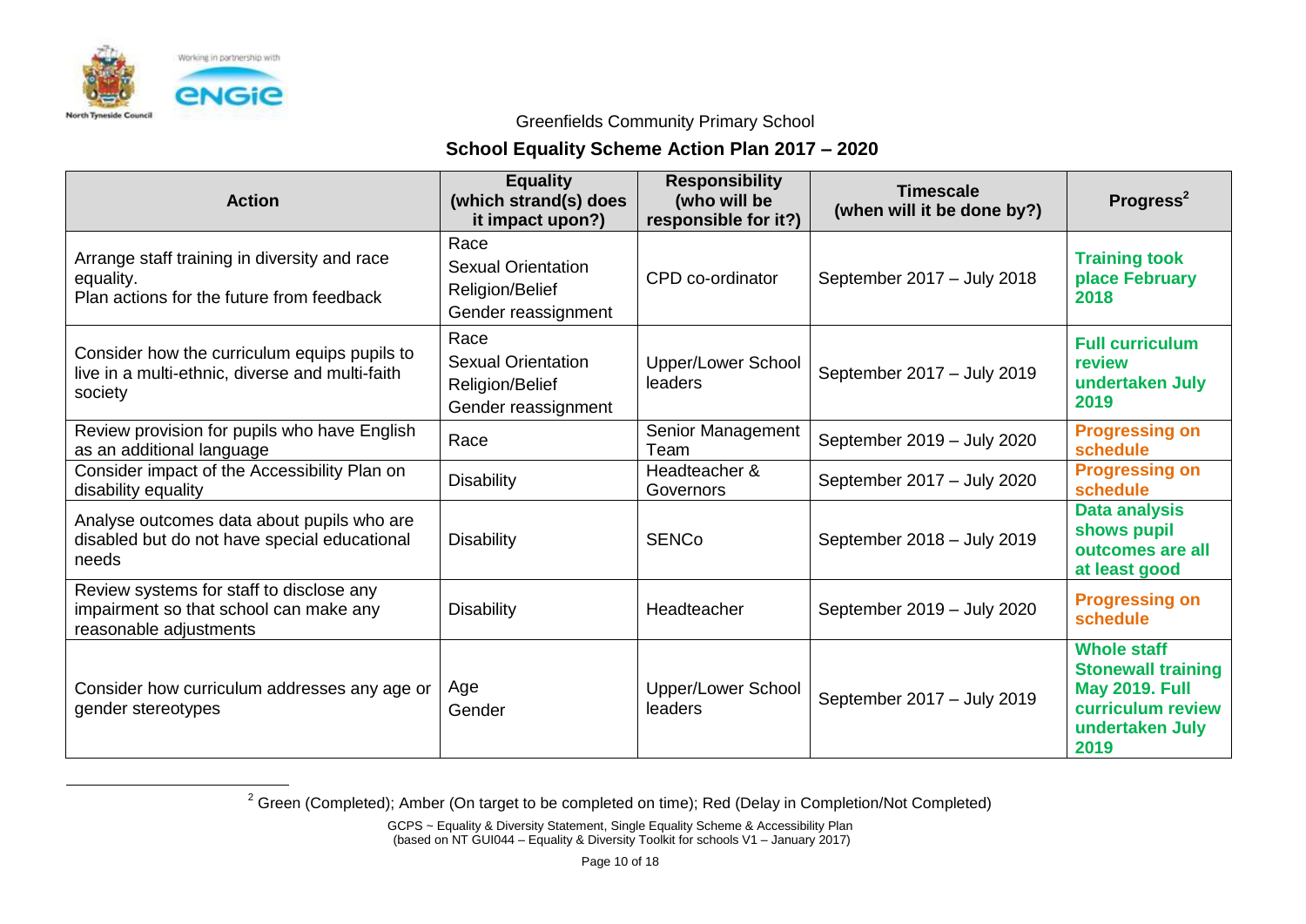Greenfields Community Primary School

## School Equality Scheme Action Plan 2017 – 2020

| Action | Equality (which strand(s) does it impact upon?) | Responsibility (who will be responsible for it?) | Timescale (when will it be done by?) | Progress[2] |
|---|---|---|---|---|
| Arrange staff training in diversity and race equality. Plan actions for the future from feedback | Race<br>Sexual Orientation<br>Religion/Belief<br>Gender reassignment | CPD co-ordinator | September 2017 – July 2018 | **Training took place February 2018** |
| Consider how the curriculum equips pupils to live in a multi-ethnic, diverse and multi-faith society | Race<br>Sexual Orientation<br>Religion/Belief<br>Gender reassignment | Upper/Lower School leaders | September 2017 – July 2019 | **Full curriculum review undertaken July 2019** |
| Review provision for pupils who have English as an additional language | Race | Senior Management Team | September 2019 – July 2020 | **Progressing on schedule** |
| Consider impact of the Accessibility Plan on disability equality | Disability | Headteacher & Governors | September 2017 – July 2020 | **Progressing on schedule** |
| Analyse outcomes data about pupils who are disabled but do not have special educational needs | Disability | SENCo | September 2018 – July 2019 | **Data analysis shows pupil outcomes are all at least good** |
| Review systems for staff to disclose any impairment so that school can make any reasonable adjustments | Disability | Headteacher | September 2019 – July 2020 | **Progressing on schedule** |
| Consider how curriculum addresses any age or gender stereotypes | Age<br>Gender | Upper/Lower School leaders | September 2017 – July 2019 | **Whole staff Stonewall training May 2019. Full curriculum review undertaken July 2019** |

[2] Green (Completed); Amber (On target to be completed on time); Red (Delay in Completion/Not Completed)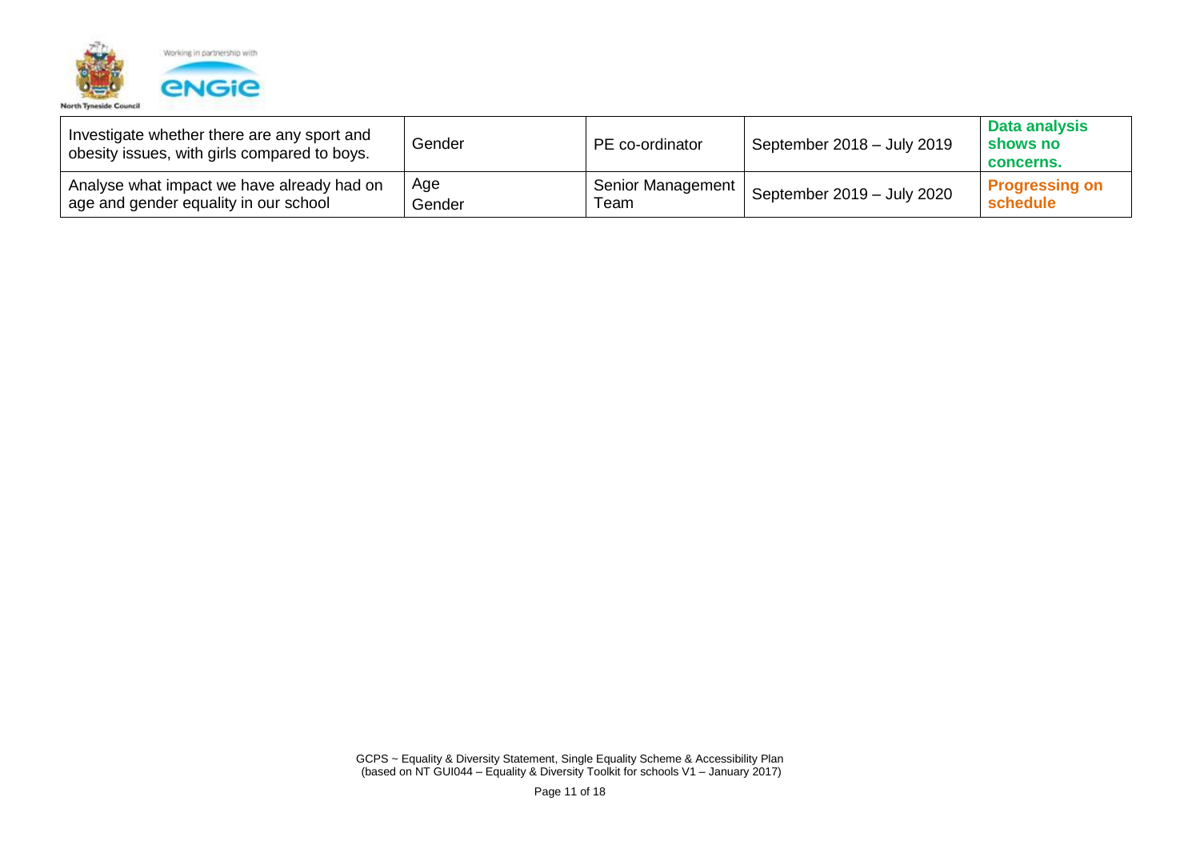| | | | | |
|---|---|---|---|---|
| Investigate whether there are any sport and obesity issues, with girls compared to boys. | Gender | PE co-ordinator | September 2018 – July 2019 | **Data analysis shows no concerns.** |
| Analyse what impact we have already had on age and gender equality in our school | Age<br>Gender | Senior Management Team | September 2019 – July 2020 | **Progressing on schedule** |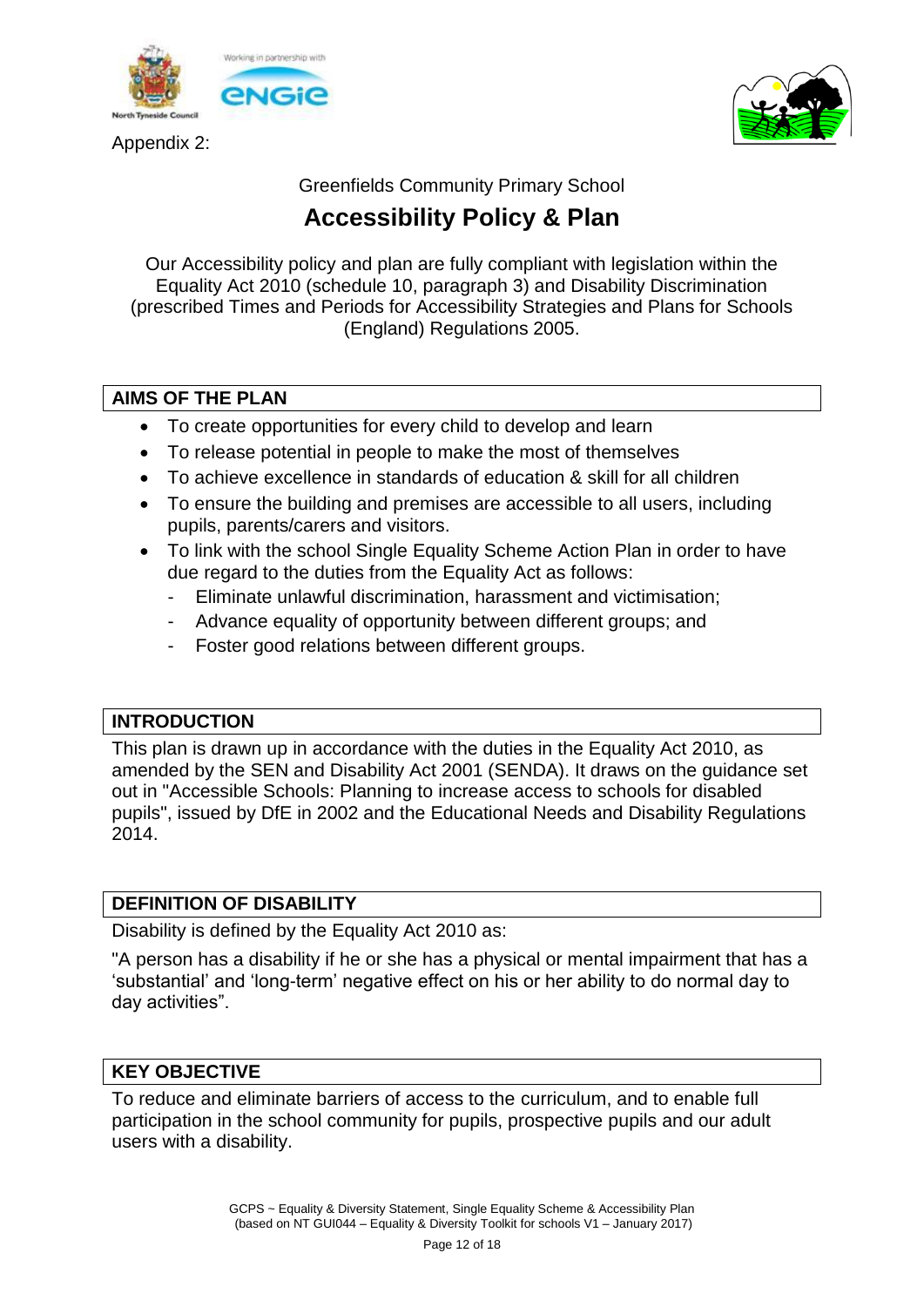Appendix 2:

Greenfields Community Primary School

# Accessibility Policy & Plan

Our Accessibility policy and plan are fully compliant with legislation within the Equality Act 2010 (schedule 10, paragraph 3) and Disability Discrimination (prescribed Times and Periods for Accessibility Strategies and Plans for Schools (England) Regulations 2005.

## AIMS OF THE PLAN

- To create opportunities for every child to develop and learn
- To release potential in people to make the most of themselves
- To achieve excellence in standards of education & skill for all children
- To ensure the building and premises are accessible to all users, including pupils, parents/carers and visitors.
- To link with the school Single Equality Scheme Action Plan in order to have due regard to the duties from the Equality Act as follows:
  - Eliminate unlawful discrimination, harassment and victimisation;
  - Advance equality of opportunity between different groups; and
  - Foster good relations between different groups.

## INTRODUCTION

This plan is drawn up in accordance with the duties in the Equality Act 2010, as amended by the SEN and Disability Act 2001 (SENDA). It draws on the guidance set out in "Accessible Schools: Planning to increase access to schools for disabled pupils", issued by DfE in 2002 and the Educational Needs and Disability Regulations 2014.

## DEFINITION OF DISABILITY

Disability is defined by the Equality Act 2010 as:

"A person has a disability if he or she has a physical or mental impairment that has a 'substantial' and 'long-term' negative effect on his or her ability to do normal day to day activities".

## KEY OBJECTIVE

To reduce and eliminate barriers of access to the curriculum, and to enable full participation in the school community for pupils, prospective pupils and our adult users with a disability.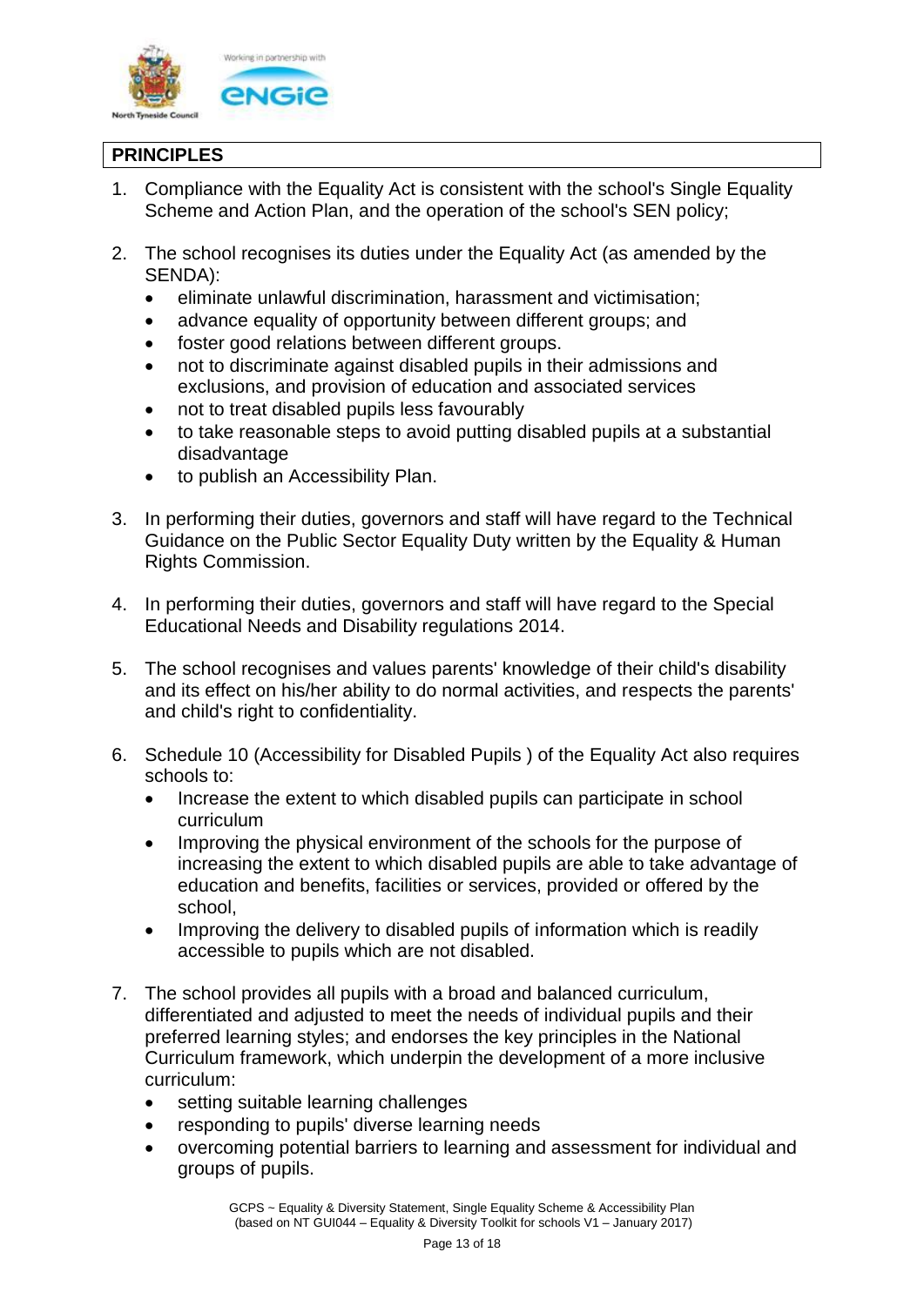## PRINCIPLES

1. Compliance with the Equality Act is consistent with the school's Single Equality Scheme and Action Plan, and the operation of the school's SEN policy;

2. The school recognises its duties under the Equality Act (as amended by the SENDA):
   - eliminate unlawful discrimination, harassment and victimisation;
   - advance equality of opportunity between different groups; and
   - foster good relations between different groups.
   - not to discriminate against disabled pupils in their admissions and exclusions, and provision of education and associated services
   - not to treat disabled pupils less favourably
   - to take reasonable steps to avoid putting disabled pupils at a substantial disadvantage
   - to publish an Accessibility Plan.

3. In performing their duties, governors and staff will have regard to the Technical Guidance on the Public Sector Equality Duty written by the Equality & Human Rights Commission.

4. In performing their duties, governors and staff will have regard to the Special Educational Needs and Disability regulations 2014.

5. The school recognises and values parents' knowledge of their child's disability and its effect on his/her ability to do normal activities, and respects the parents' and child's right to confidentiality.

6. Schedule 10 (Accessibility for Disabled Pupils ) of the Equality Act also requires schools to:
   - Increase the extent to which disabled pupils can participate in school curriculum
   - Improving the physical environment of the schools for the purpose of increasing the extent to which disabled pupils are able to take advantage of education and benefits, facilities or services, provided or offered by the school,
   - Improving the delivery to disabled pupils of information which is readily accessible to pupils which are not disabled.

7. The school provides all pupils with a broad and balanced curriculum, differentiated and adjusted to meet the needs of individual pupils and their preferred learning styles; and endorses the key principles in the National Curriculum framework, which underpin the development of a more inclusive curriculum:
   - setting suitable learning challenges
   - responding to pupils' diverse learning needs
   - overcoming potential barriers to learning and assessment for individual and groups of pupils.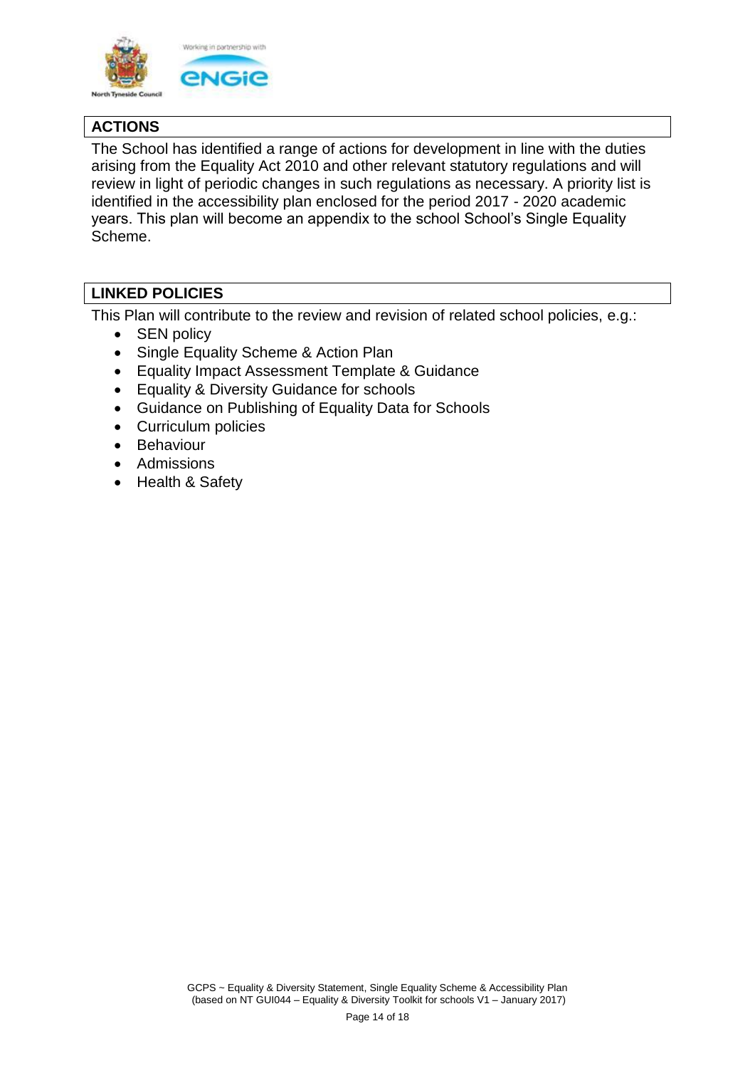## ACTIONS

The School has identified a range of actions for development in line with the duties arising from the Equality Act 2010 and other relevant statutory regulations and will review in light of periodic changes in such regulations as necessary. A priority list is identified in the accessibility plan enclosed for the period 2017 - 2020 academic years. This plan will become an appendix to the school School's Single Equality Scheme.

## LINKED POLICIES

This Plan will contribute to the review and revision of related school policies, e.g.:

- SEN policy
- Single Equality Scheme & Action Plan
- Equality Impact Assessment Template & Guidance
- Equality & Diversity Guidance for schools
- Guidance on Publishing of Equality Data for Schools
- Curriculum policies
- Behaviour
- Admissions
- Health & Safety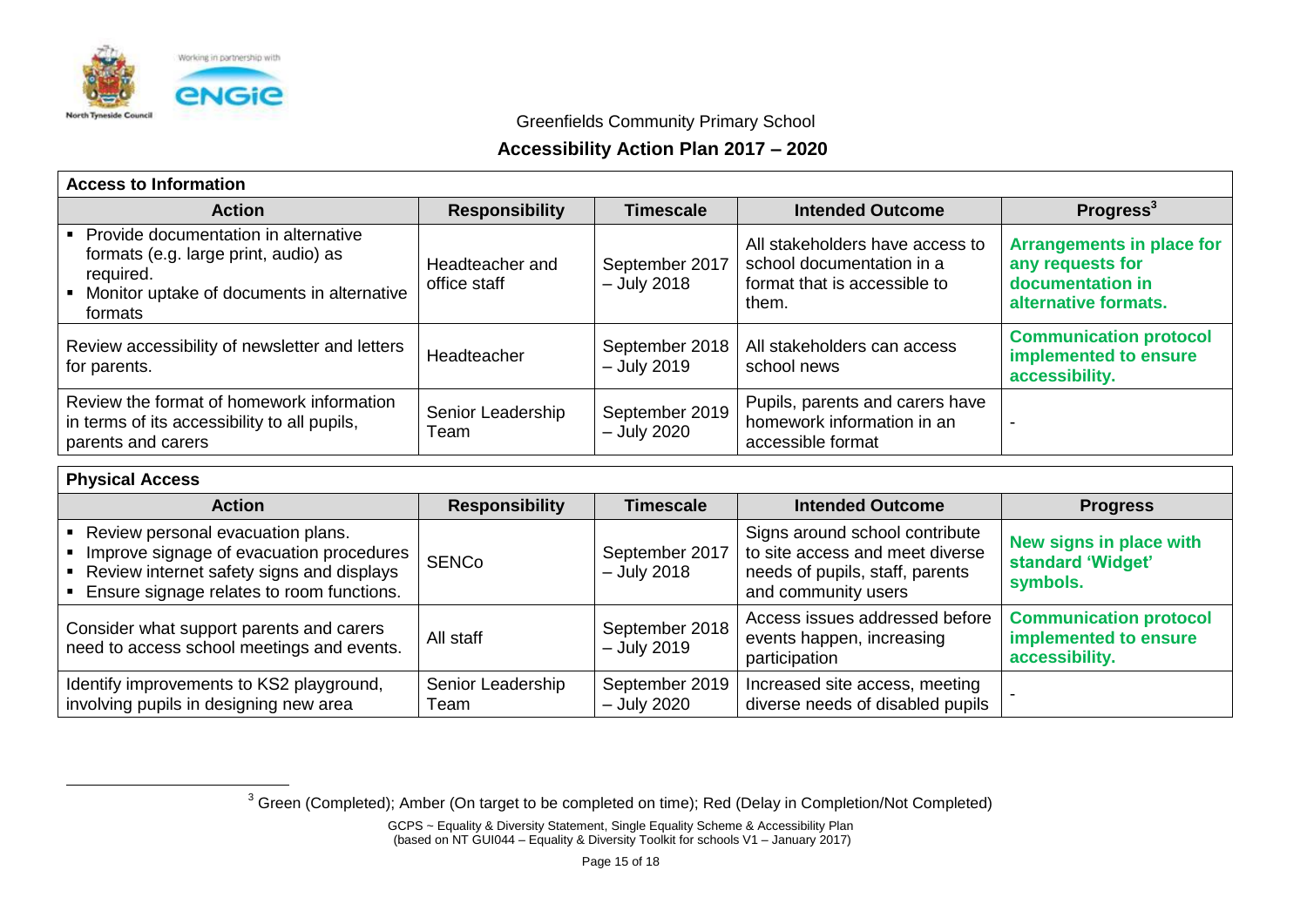Greenfields Community Primary School

## Accessibility Action Plan 2017 – 2020

| Access to Information | | | | |
|---|---|---|---|---|
| **Action** | **Responsibility** | **Timescale** | **Intended Outcome** | **Progress[3]** |
| ▪ Provide documentation in alternative formats (e.g. large print, audio) as required.<br>▪ Monitor uptake of documents in alternative formats | Headteacher and office staff | September 2017 – July 2018 | All stakeholders have access to school documentation in a format that is accessible to them. | **Arrangements in place for any requests for documentation in alternative formats.** |
| Review accessibility of newsletter and letters for parents. | Headteacher | September 2018 – July 2019 | All stakeholders can access school news | **Communication protocol implemented to ensure accessibility.** |
| Review the format of homework information in terms of its accessibility to all pupils, parents and carers | Senior Leadership Team | September 2019 – July 2020 | Pupils, parents and carers have homework information in an accessible format | - |

| Physical Access | | | | |
|---|---|---|---|---|
| **Action** | **Responsibility** | **Timescale** | **Intended Outcome** | **Progress** |
| ▪ Review personal evacuation plans.<br>▪ Improve signage of evacuation procedures<br>▪ Review internet safety signs and displays<br>▪ Ensure signage relates to room functions. | SENCo | September 2017 – July 2018 | Signs around school contribute to site access and meet diverse needs of pupils, staff, parents and community users | **New signs in place with standard 'Widget' symbols.** |
| Consider what support parents and carers need to access school meetings and events. | All staff | September 2018 – July 2019 | Access issues addressed before events happen, increasing participation | **Communication protocol implemented to ensure accessibility.** |
| Identify improvements to KS2 playground, involving pupils in designing new area | Senior Leadership Team | September 2019 – July 2020 | Increased site access, meeting diverse needs of disabled pupils | - |

[3] Green (Completed); Amber (On target to be completed on time); Red (Delay in Completion/Not Completed)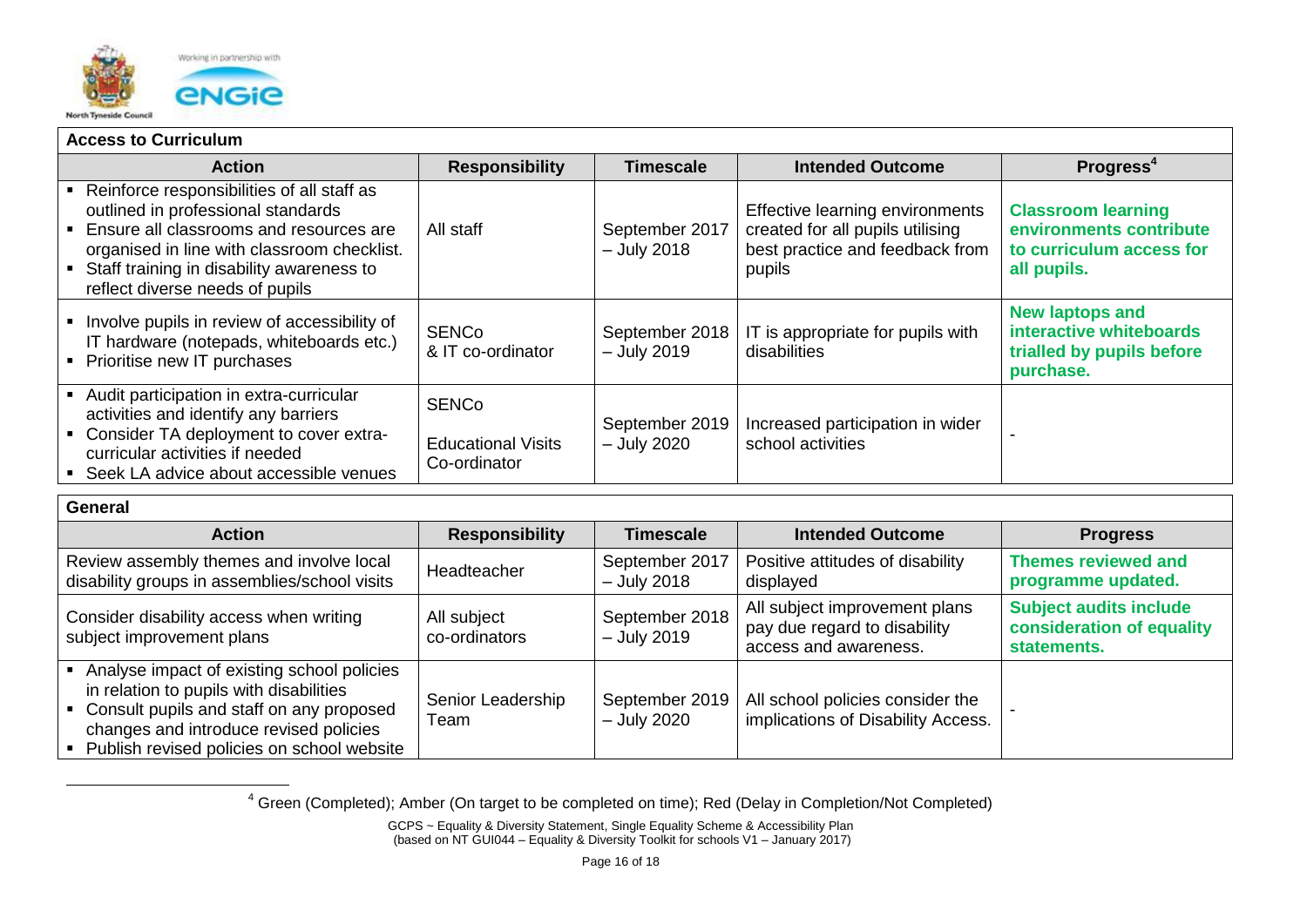## Access to Curriculum

| Action | Responsibility | Timescale | Intended Outcome | Progress[4] |
|---|---|---|---|---|
| ▪ Reinforce responsibilities of all staff as outlined in professional standards<br>▪ Ensure all classrooms and resources are organised in line with classroom checklist.<br>▪ Staff training in disability awareness to reflect diverse needs of pupils | All staff | September 2017 – July 2018 | Effective learning environments created for all pupils utilising best practice and feedback from pupils | **Classroom learning environments contribute to curriculum access for all pupils.** |
| ▪ Involve pupils in review of accessibility of IT hardware (notepads, whiteboards etc.)<br>▪ Prioritise new IT purchases | SENCo & IT co-ordinator | September 2018 – July 2019 | IT is appropriate for pupils with disabilities | **New laptops and interactive whiteboards trialled by pupils before purchase.** |
| ▪ Audit participation in extra-curricular activities and identify any barriers<br>▪ Consider TA deployment to cover extra-curricular activities if needed<br>▪ Seek LA advice about accessible venues | SENCo<br>Educational Visits Co-ordinator | September 2019 – July 2020 | Increased participation in wider school activities | - |

## General

| Action | Responsibility | Timescale | Intended Outcome | Progress |
|---|---|---|---|---|
| Review assembly themes and involve local disability groups in assemblies/school visits | Headteacher | September 2017 – July 2018 | Positive attitudes of disability displayed | **Themes reviewed and programme updated.** |
| Consider disability access when writing subject improvement plans | All subject co-ordinators | September 2018 – July 2019 | All subject improvement plans pay due regard to disability access and awareness. | **Subject audits include consideration of equality statements.** |
| ▪ Analyse impact of existing school policies in relation to pupils with disabilities<br>▪ Consult pupils and staff on any proposed changes and introduce revised policies<br>▪ Publish revised policies on school website | Senior Leadership Team | September 2019 – July 2020 | All school policies consider the implications of Disability Access. | - |

[4] Green (Completed); Amber (On target to be completed on time); Red (Delay in Completion/Not Completed)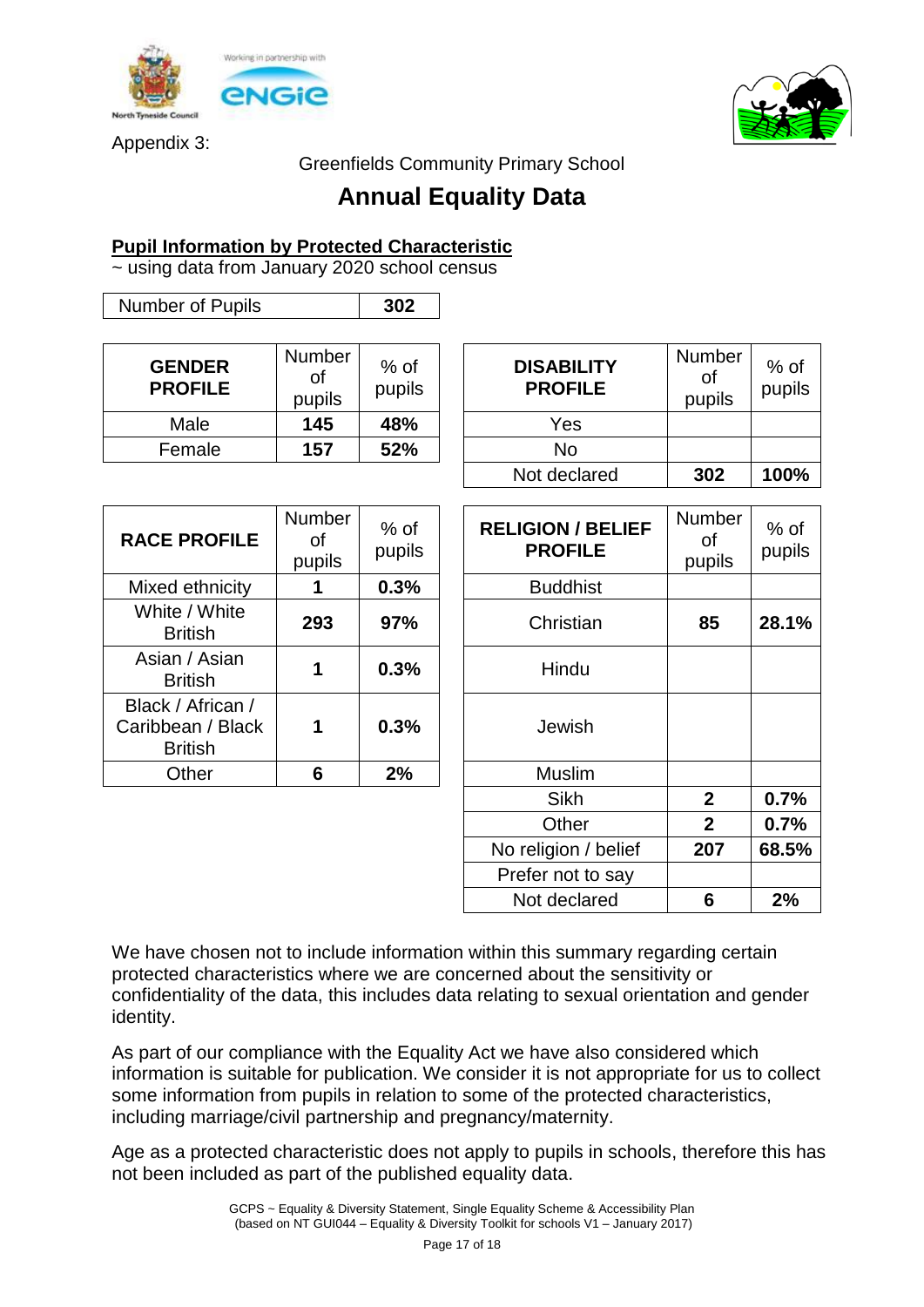Appendix 3:

Greenfields Community Primary School

# Annual Equality Data

## Pupil Information by Protected Characteristic

~ using data from January 2020 school census

| Number of Pupils | 302 |
|---|---|

| GENDER PROFILE | Number of pupils | % of pupils |
|---|---|---|
| Male | **145** | **48%** |
| Female | **157** | **52%** |

| DISABILITY PROFILE | Number of pupils | % of pupils |
|---|---|---|
| Yes | | |
| No | | |
| Not declared | **302** | **100%** |

| RACE PROFILE | Number of pupils | % of pupils |
|---|---|---|
| Mixed ethnicity | **1** | **0.3%** |
| White / White British | **293** | **97%** |
| Asian / Asian British | **1** | **0.3%** |
| Black / African / Caribbean / Black British | **1** | **0.3%** |
| Other | **6** | **2%** |

| RELIGION / BELIEF PROFILE | Number of pupils | % of pupils |
|---|---|---|
| Buddhist | | |
| Christian | **85** | **28.1%** |
| Hindu | | |
| Jewish | | |
| Muslim | | |
| Sikh | **2** | **0.7%** |
| Other | **2** | **0.7%** |
| No religion / belief | **207** | **68.5%** |
| Prefer not to say | | |
| Not declared | **6** | **2%** |

We have chosen not to include information within this summary regarding certain protected characteristics where we are concerned about the sensitivity or confidentiality of the data, this includes data relating to sexual orientation and gender identity.

As part of our compliance with the Equality Act we have also considered which information is suitable for publication. We consider it is not appropriate for us to collect some information from pupils in relation to some of the protected characteristics, including marriage/civil partnership and pregnancy/maternity.

Age as a protected characteristic does not apply to pupils in schools, therefore this has not been included as part of the published equality data.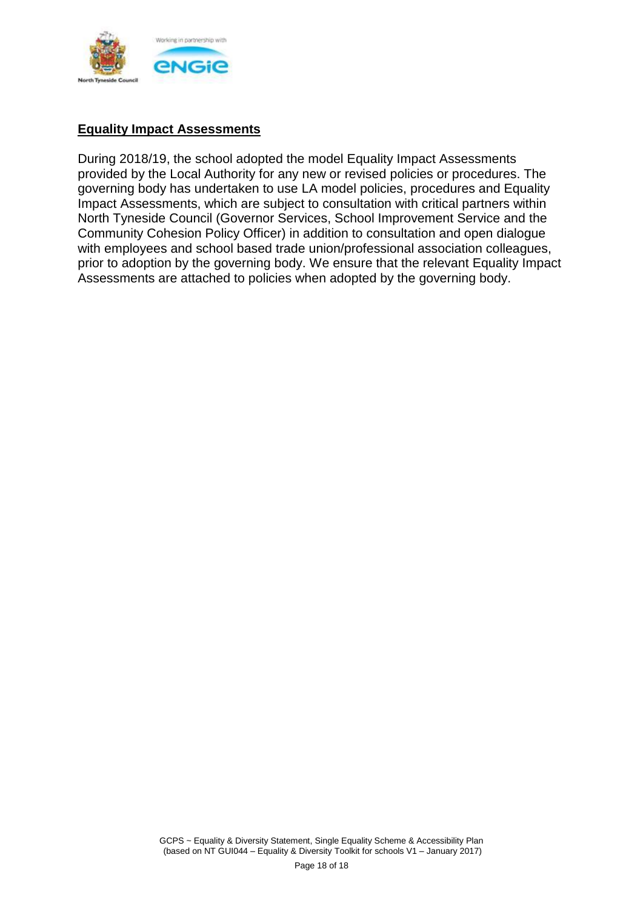**Equality Impact Assessments**

During 2018/19, the school adopted the model Equality Impact Assessments provided by the Local Authority for any new or revised policies or procedures. The governing body has undertaken to use LA model policies, procedures and Equality Impact Assessments, which are subject to consultation with critical partners within North Tyneside Council (Governor Services, School Improvement Service and the Community Cohesion Policy Officer) in addition to consultation and open dialogue with employees and school based trade union/professional association colleagues, prior to adoption by the governing body. We ensure that the relevant Equality Impact Assessments are attached to policies when adopted by the governing body.